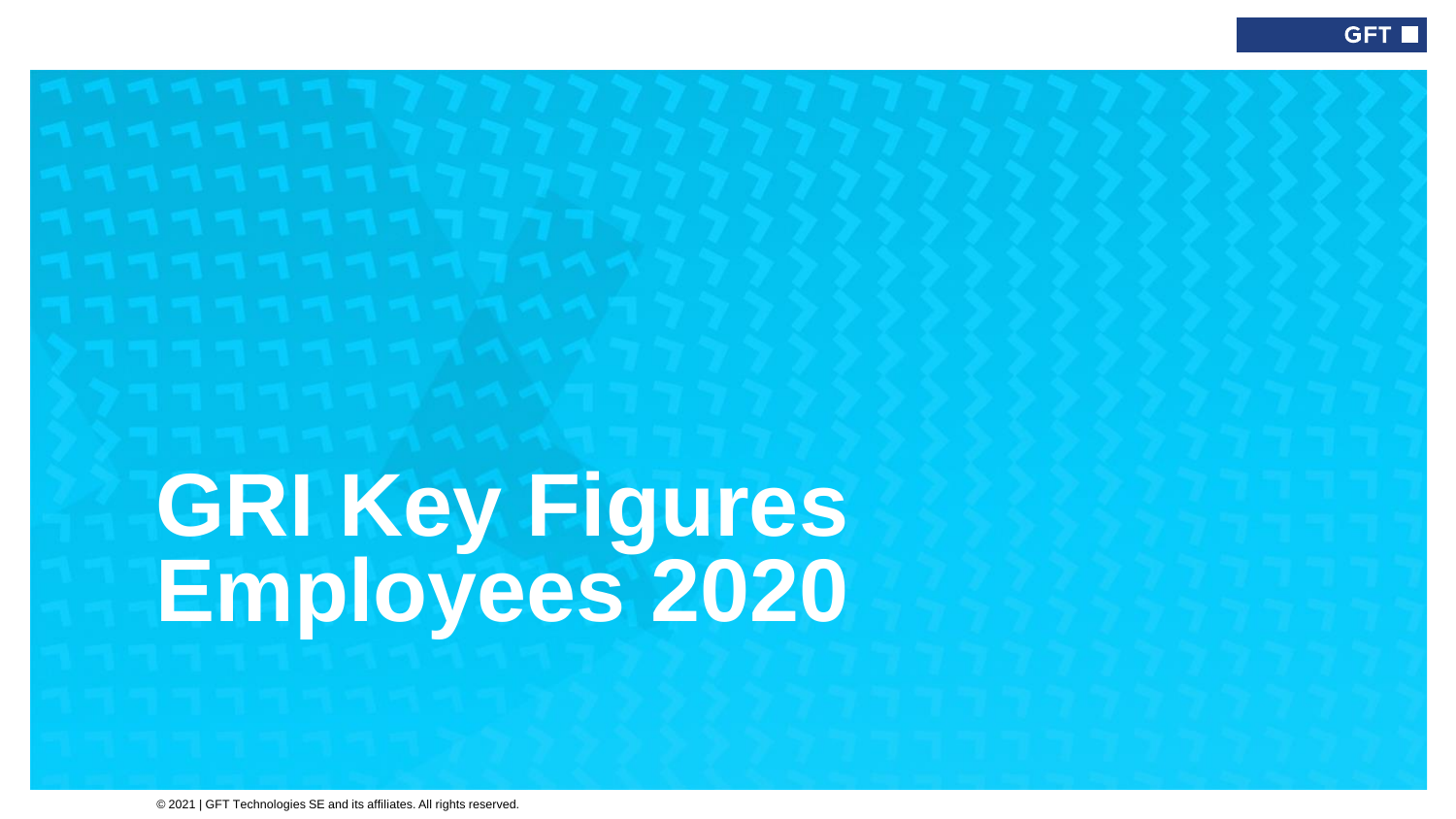# GRI Key Figures Employees 2020

© 2021 | GFT Technologies SE and its affiliates. All rights reserved.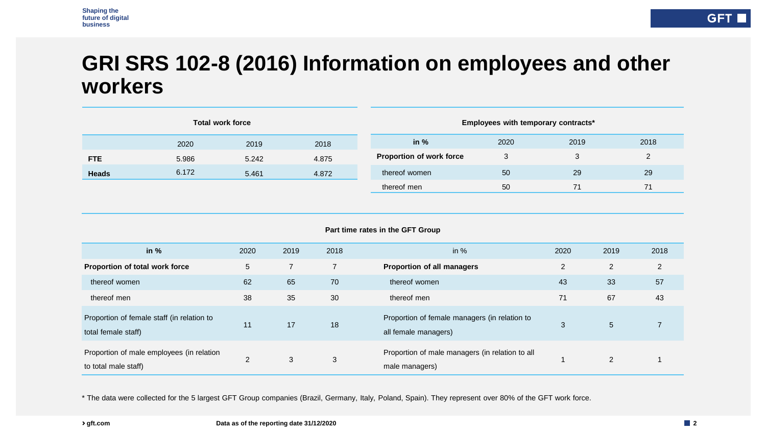# GRI SRS 102-8 (2016) Information on employees and other workers

**Total work force**

| | 2020 | 2019 | 2018 |
|---|---|---|---|
| **FTE** | 5.986 | 5.242 | 4.875 |
| **Heads** | 6.172 | 5.461 | 4.872 |

**Employees with temporary contracts***

| in % | 2020 | 2019 | 2018 |
|---|---|---|---|
| **Proportion of work force** | 3 | 3 | 2 |
| thereof women | 50 | 29 | 29 |
| thereof men | 50 | 71 | 71 |

**Part time rates in the GFT Group**

| in % | 2020 | 2019 | 2018 |
|---|---|---|---|
| **Proportion of total work force** | 5 | 7 | 7 |
| thereof women | 62 | 65 | 70 |
| thereof men | 38 | 35 | 30 |
| Proportion of female staff (in relation to total female staff) | 11 | 17 | 18 |
| Proportion of male employees (in relation to total male staff) | 2 | 3 | 3 |

| in % | 2020 | 2019 | 2018 |
|---|---|---|---|
| **Proportion of all managers** | 2 | 2 | 2 |
| thereof women | 43 | 33 | 57 |
| thereof men | 71 | 67 | 43 |
| Proportion of female managers (in relation to all female managers) | 3 | 5 | 7 |
| Proportion of male managers (in relation to all male managers) | 1 | 2 | 1 |

* The data were collected for the 5 largest GFT Group companies (Brazil, Germany, Italy, Poland, Spain). They represent over 80% of the GFT work force.

Data as of the reporting date 31/12/2020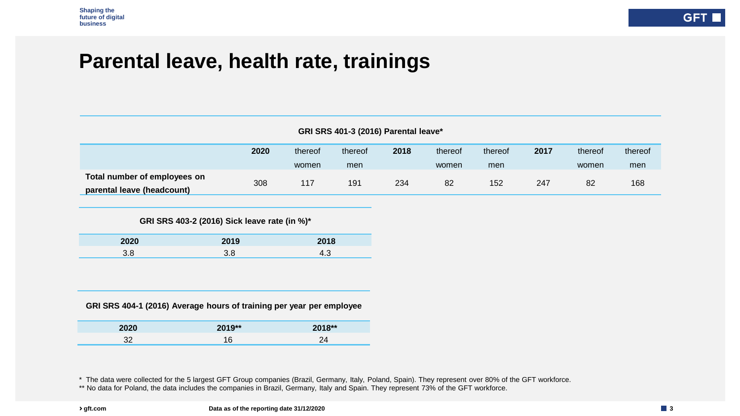# Parental leave, health rate, trainings

**GRI SRS 401-3 (2016) Parental leave***

| | 2020 | thereof women | thereof men | 2018 | thereof women | thereof men | 2017 | thereof women | thereof men |
|---|---|---|---|---|---|---|---|---|---|
| **Total number of employees on parental leave (headcount)** | 308 | 117 | 191 | 234 | 82 | 152 | 247 | 82 | 168 |

**GRI SRS 403-2 (2016) Sick leave rate (in %)***

| 2020 | 2019 | 2018 |
|---|---|---|
| 3.8 | 3.8 | 4.3 |

**GRI SRS 404-1 (2016) Average hours of training per year per employee**

| 2020 | 2019** | 2018** |
|---|---|---|
| 32 | 16 | 24 |

\* The data were collected for the 5 largest GFT Group companies (Brazil, Germany, Italy, Poland, Spain). They represent over 80% of the GFT workforce.
** No data for Poland, the data includes the companies in Brazil, Germany, Italy and Spain. They represent 73% of the GFT workforce.

Data as of the reporting date 31/12/2020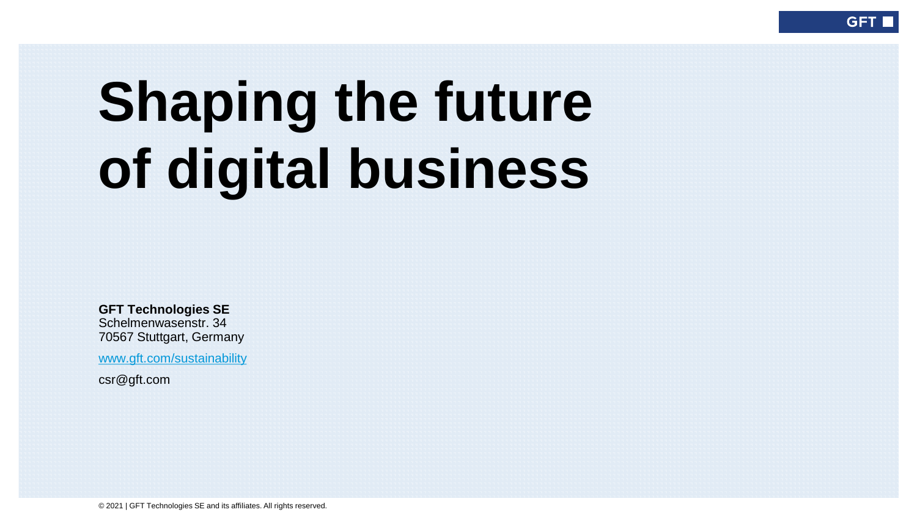# Shaping the future of digital business

**GFT Technologies SE**
Schelmenwasenstr. 34
70567 Stuttgart, Germany

[www.gft.com/sustainability](http://www.gft.com/sustainability)

csr@gft.com

© 2021 | GFT Technologies SE and its affiliates. All rights reserved.